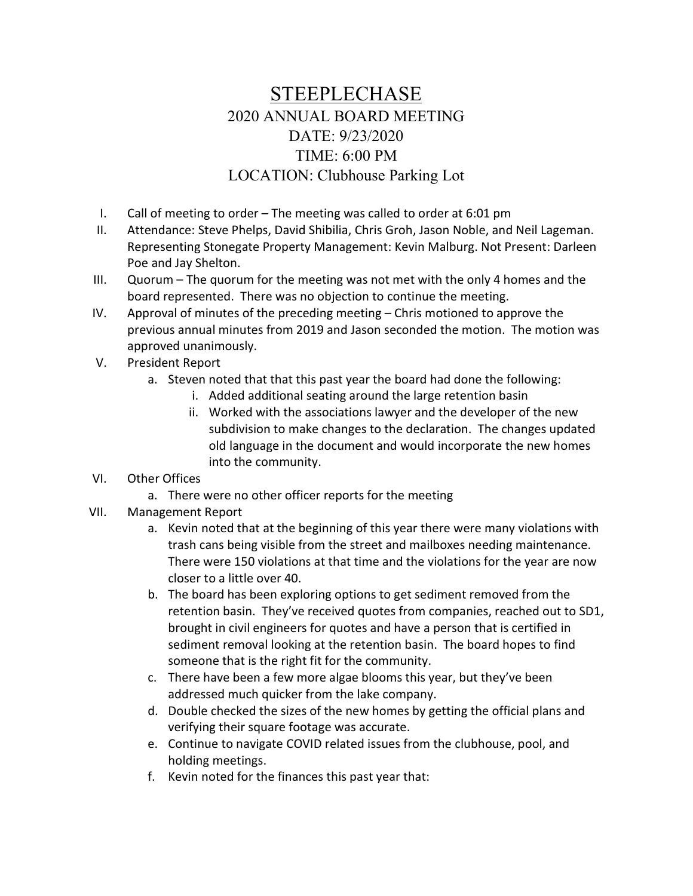# STEEPLECHASE

## 2020 ANNUAL BOARD MEETING

DATE: 9/23/2020

TIME: 6:00 PM

LOCATION: Clubhouse Parking Lot

I. Call of meeting to order – The meeting was called to order at 6:01 pm

II. Attendance: Steve Phelps, David Shibilia, Chris Groh, Jason Noble, and Neil Lageman. Representing Stonegate Property Management: Kevin Malburg. Not Present: Darleen Poe and Jay Shelton.

III. Quorum – The quorum for the meeting was not met with the only 4 homes and the board represented. There was no objection to continue the meeting.

IV. Approval of minutes of the preceding meeting – Chris motioned to approve the previous annual minutes from 2019 and Jason seconded the motion. The motion was approved unanimously.

V. President Report
   - a. Steven noted that that this past year the board had done the following:
     - i. Added additional seating around the large retention basin
     - ii. Worked with the associations lawyer and the developer of the new subdivision to make changes to the declaration. The changes updated old language in the document and would incorporate the new homes into the community.

VI. Other Offices
   - a. There were no other officer reports for the meeting

VII. Management Report
   - a. Kevin noted that at the beginning of this year there were many violations with trash cans being visible from the street and mailboxes needing maintenance. There were 150 violations at that time and the violations for the year are now closer to a little over 40.
   - b. The board has been exploring options to get sediment removed from the retention basin. They've received quotes from companies, reached out to SD1, brought in civil engineers for quotes and have a person that is certified in sediment removal looking at the retention basin. The board hopes to find someone that is the right fit for the community.
   - c. There have been a few more algae blooms this year, but they've been addressed much quicker from the lake company.
   - d. Double checked the sizes of the new homes by getting the official plans and verifying their square footage was accurate.
   - e. Continue to navigate COVID related issues from the clubhouse, pool, and holding meetings.
   - f. Kevin noted for the finances this past year that: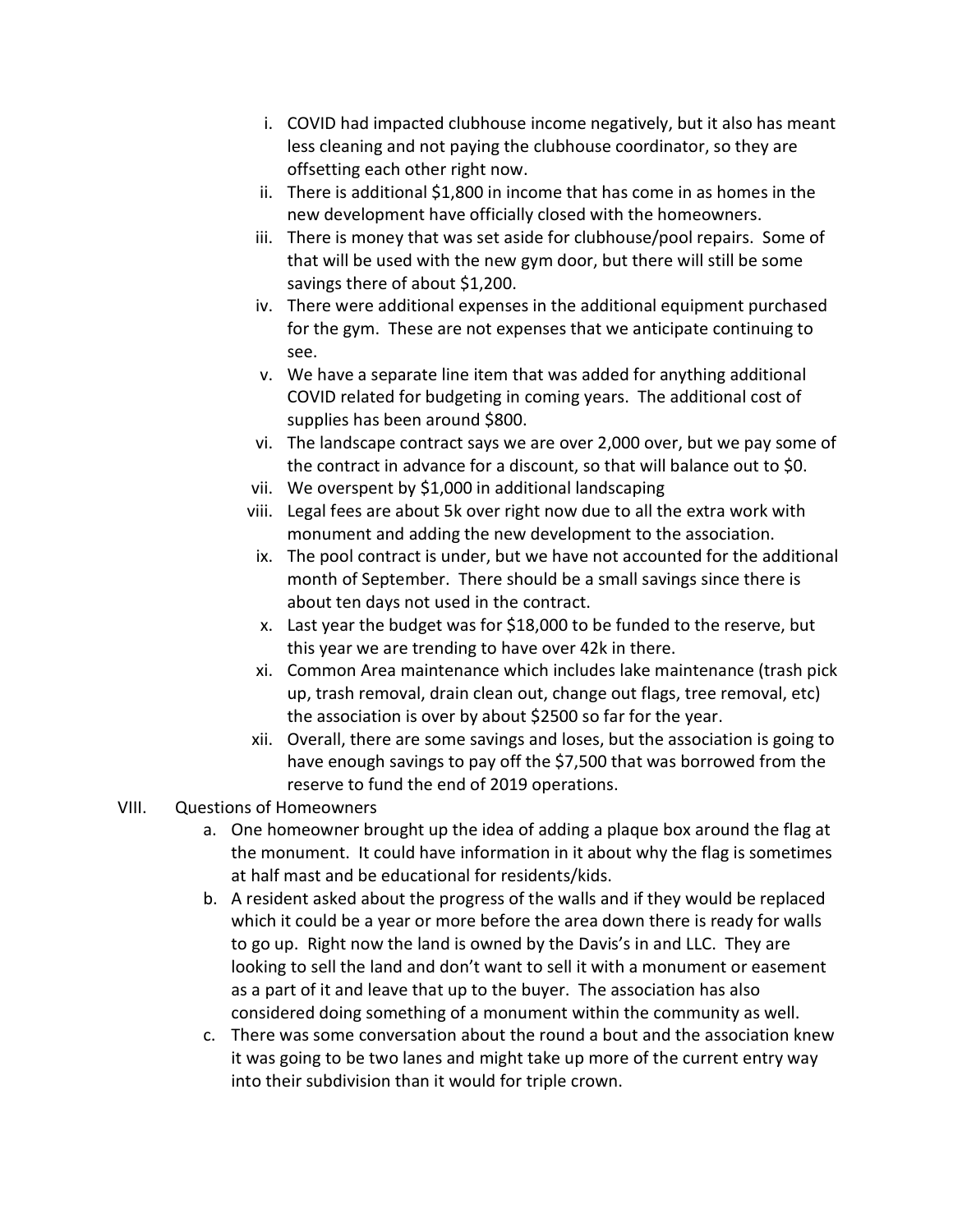i. COVID had impacted clubhouse income negatively, but it also has meant less cleaning and not paying the clubhouse coordinator, so they are offsetting each other right now.
ii. There is additional $1,800 in income that has come in as homes in the new development have officially closed with the homeowners.
iii. There is money that was set aside for clubhouse/pool repairs. Some of that will be used with the new gym door, but there will still be some savings there of about $1,200.
iv. There were additional expenses in the additional equipment purchased for the gym. These are not expenses that we anticipate continuing to see.
v. We have a separate line item that was added for anything additional COVID related for budgeting in coming years. The additional cost of supplies has been around $800.
vi. The landscape contract says we are over 2,000 over, but we pay some of the contract in advance for a discount, so that will balance out to $0.
vii. We overspent by $1,000 in additional landscaping
viii. Legal fees are about 5k over right now due to all the extra work with monument and adding the new development to the association.
ix. The pool contract is under, but we have not accounted for the additional month of September. There should be a small savings since there is about ten days not used in the contract.
x. Last year the budget was for $18,000 to be funded to the reserve, but this year we are trending to have over 42k in there.
xi. Common Area maintenance which includes lake maintenance (trash pick up, trash removal, drain clean out, change out flags, tree removal, etc) the association is over by about $2500 so far for the year.
xii. Overall, there are some savings and loses, but the association is going to have enough savings to pay off the $7,500 that was borrowed from the reserve to fund the end of 2019 operations.

VIII. Questions of Homeowners

a. One homeowner brought up the idea of adding a plaque box around the flag at the monument. It could have information in it about why the flag is sometimes at half mast and be educational for residents/kids.
b. A resident asked about the progress of the walls and if they would be replaced which it could be a year or more before the area down there is ready for walls to go up. Right now the land is owned by the Davis's in and LLC. They are looking to sell the land and don't want to sell it with a monument or easement as a part of it and leave that up to the buyer. The association has also considered doing something of a monument within the community as well.
c. There was some conversation about the round a bout and the association knew it was going to be two lanes and might take up more of the current entry way into their subdivision than it would for triple crown.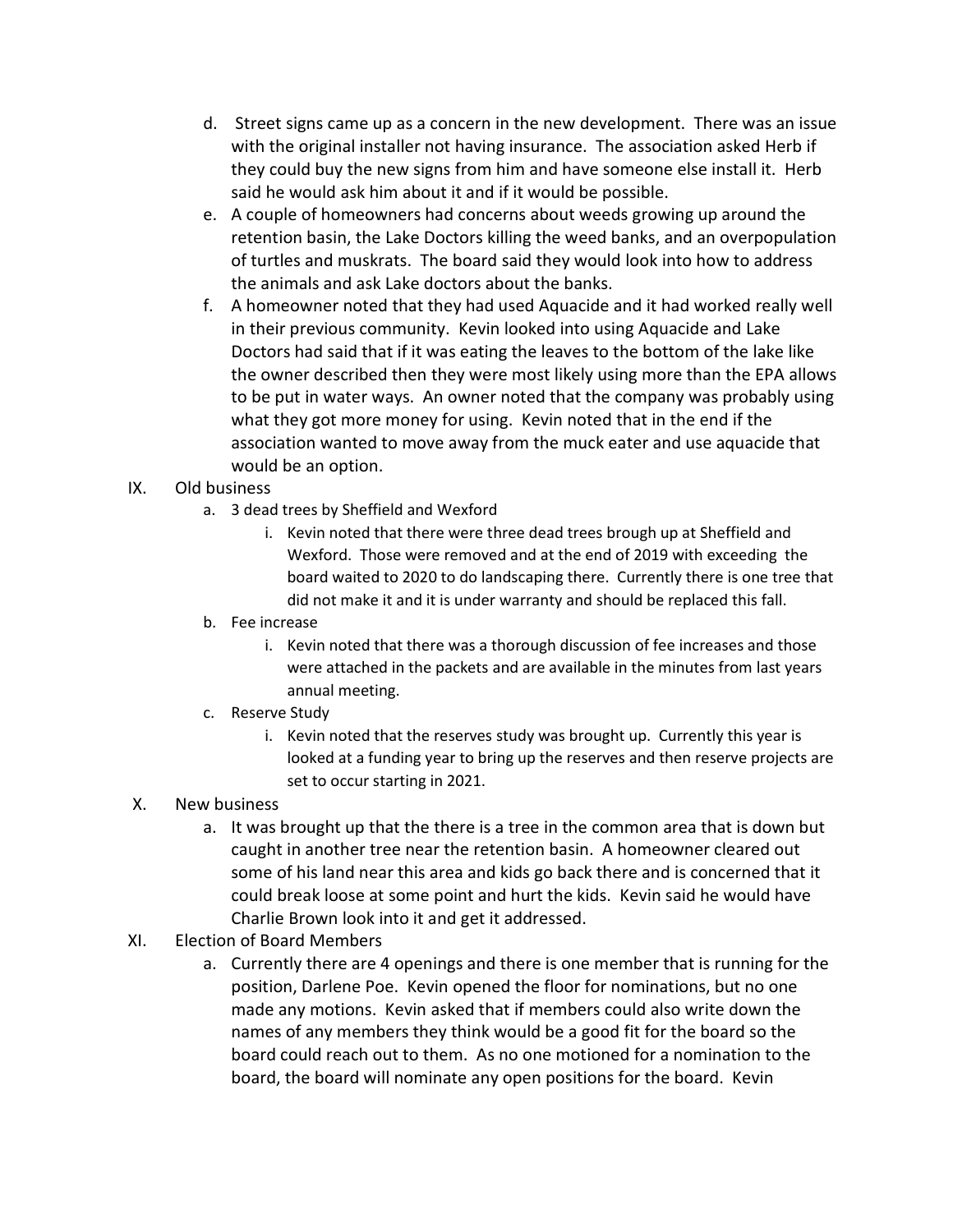d. Street signs came up as a concern in the new development. There was an issue with the original installer not having insurance. The association asked Herb if they could buy the new signs from him and have someone else install it. Herb said he would ask him about it and if it would be possible.

e. A couple of homeowners had concerns about weeds growing up around the retention basin, the Lake Doctors killing the weed banks, and an overpopulation of turtles and muskrats. The board said they would look into how to address the animals and ask Lake doctors about the banks.

f. A homeowner noted that they had used Aquacide and it had worked really well in their previous community. Kevin looked into using Aquacide and Lake Doctors had said that if it was eating the leaves to the bottom of the lake like the owner described then they were most likely using more than the EPA allows to be put in water ways. An owner noted that the company was probably using what they got more money for using. Kevin noted that in the end if the association wanted to move away from the muck eater and use aquacide that would be an option.

IX. Old business

a. 3 dead trees by Sheffield and Wexford

i. Kevin noted that there were three dead trees brough up at Sheffield and Wexford. Those were removed and at the end of 2019 with exceeding the board waited to 2020 to do landscaping there. Currently there is one tree that did not make it and it is under warranty and should be replaced this fall.

b. Fee increase

i. Kevin noted that there was a thorough discussion of fee increases and those were attached in the packets and are available in the minutes from last years annual meeting.

c. Reserve Study

i. Kevin noted that the reserves study was brought up. Currently this year is looked at a funding year to bring up the reserves and then reserve projects are set to occur starting in 2021.

X. New business

a. It was brought up that the there is a tree in the common area that is down but caught in another tree near the retention basin. A homeowner cleared out some of his land near this area and kids go back there and is concerned that it could break loose at some point and hurt the kids. Kevin said he would have Charlie Brown look into it and get it addressed.

XI. Election of Board Members

a. Currently there are 4 openings and there is one member that is running for the position, Darlene Poe. Kevin opened the floor for nominations, but no one made any motions. Kevin asked that if members could also write down the names of any members they think would be a good fit for the board so the board could reach out to them. As no one motioned for a nomination to the board, the board will nominate any open positions for the board. Kevin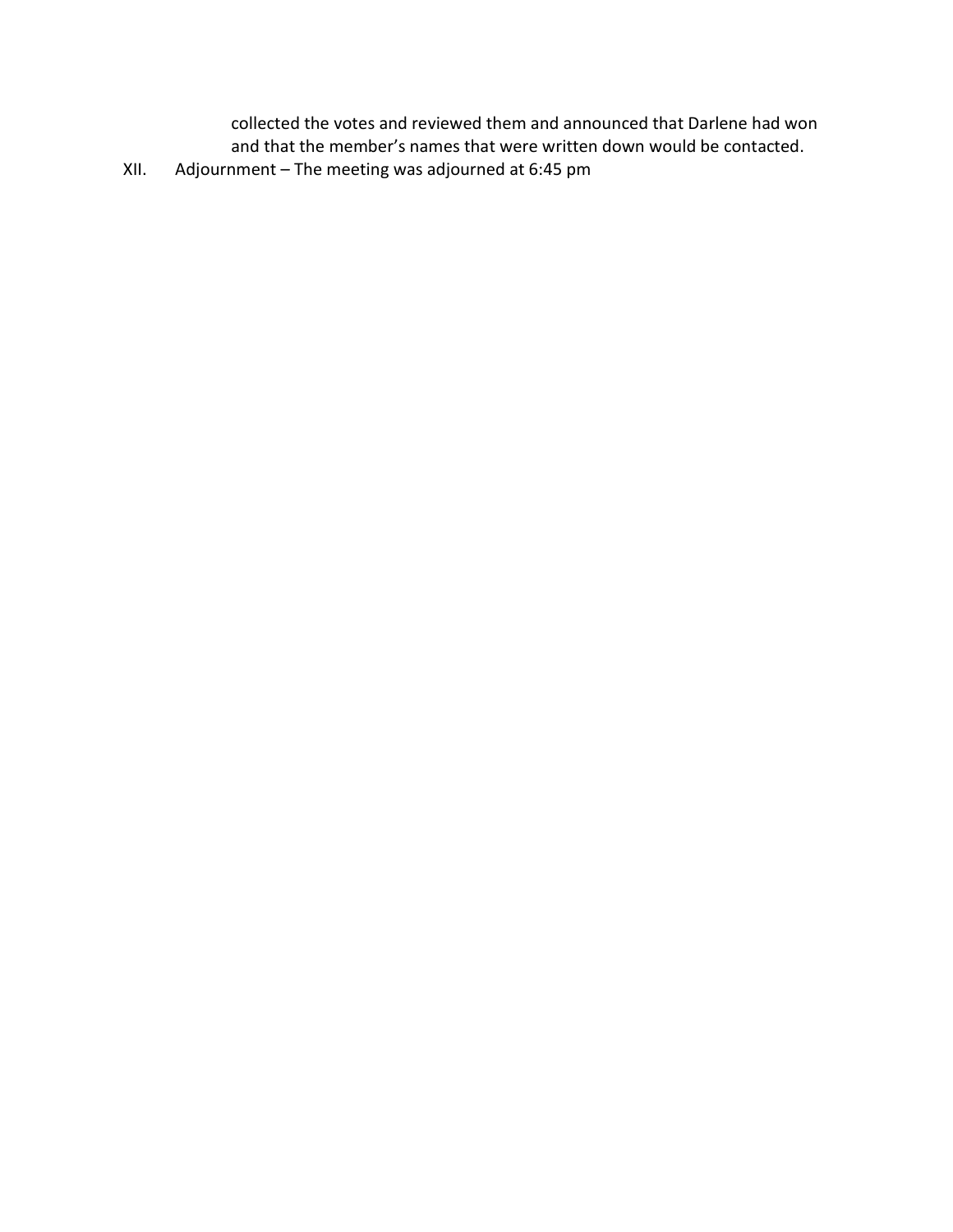collected the votes and reviewed them and announced that Darlene had won and that the member's names that were written down would be contacted.

XII. Adjournment – The meeting was adjourned at 6:45 pm